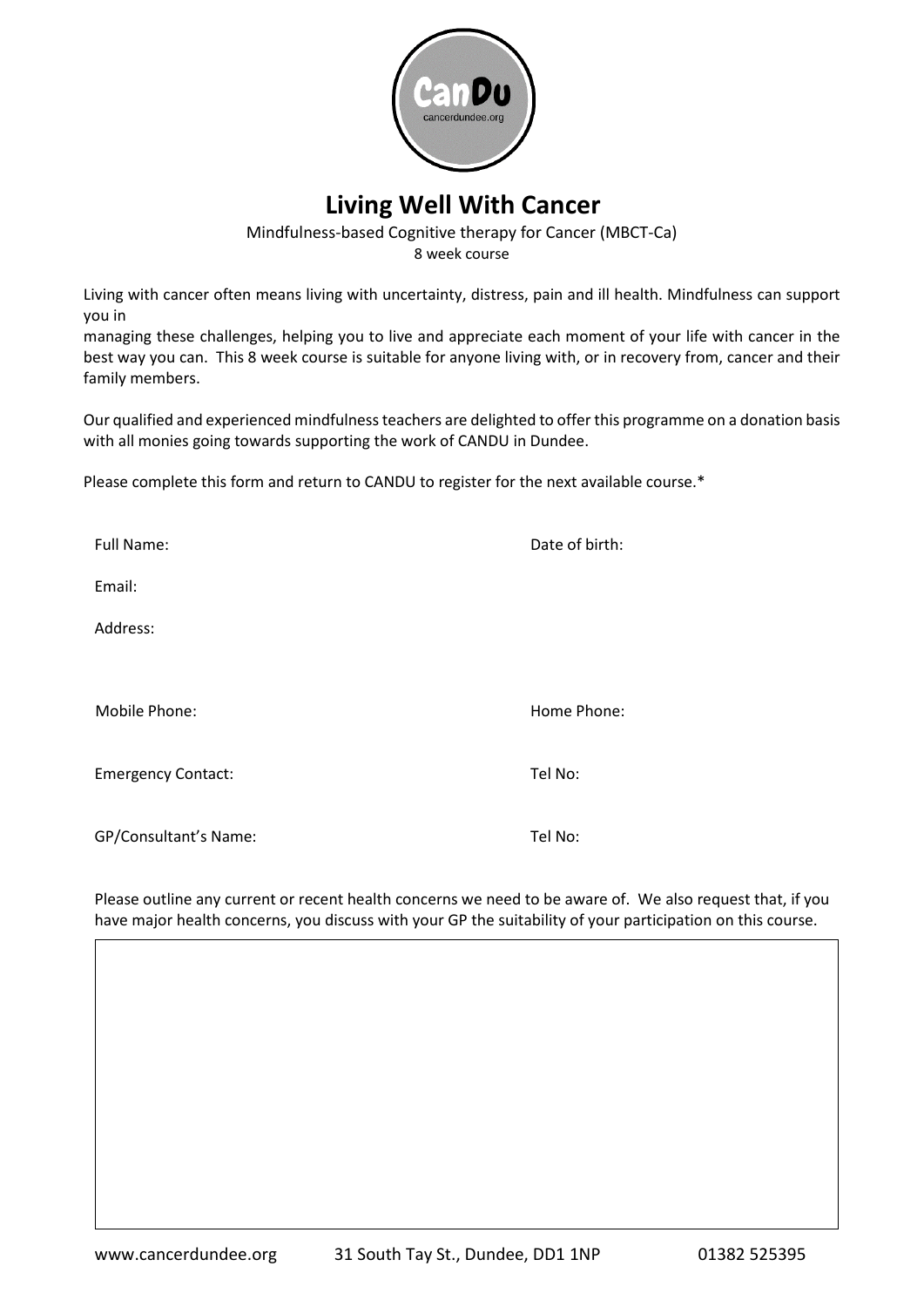# Living Well With Cancer

Mindfulness-based Cognitive therapy for Cancer (MBCT-Ca)

8 week course

Living with cancer often means living with uncertainty, distress, pain and ill health. Mindfulness can support you in managing these challenges, helping you to live and appreciate each moment of your life with cancer in the best way you can. This 8 week course is suitable for anyone living with, or in recovery from, cancer and their family members.

Our qualified and experienced mindfulness teachers are delighted to offer this programme on a donation basis with all monies going towards supporting the work of CANDU in Dundee.

Please complete this form and return to CANDU to register for the next available course.*

Full Name: Date of birth:

Email:

Address:

Mobile Phone: Home Phone:

Emergency Contact: Tel No:

GP/Consultant's Name: Tel No:

Please outline any current or recent health concerns we need to be aware of. We also request that, if you have major health concerns, you discuss with your GP the suitability of your participation on this course.

www.cancerdundee.org 31 South Tay St., Dundee, DD1 1NP 01382 525395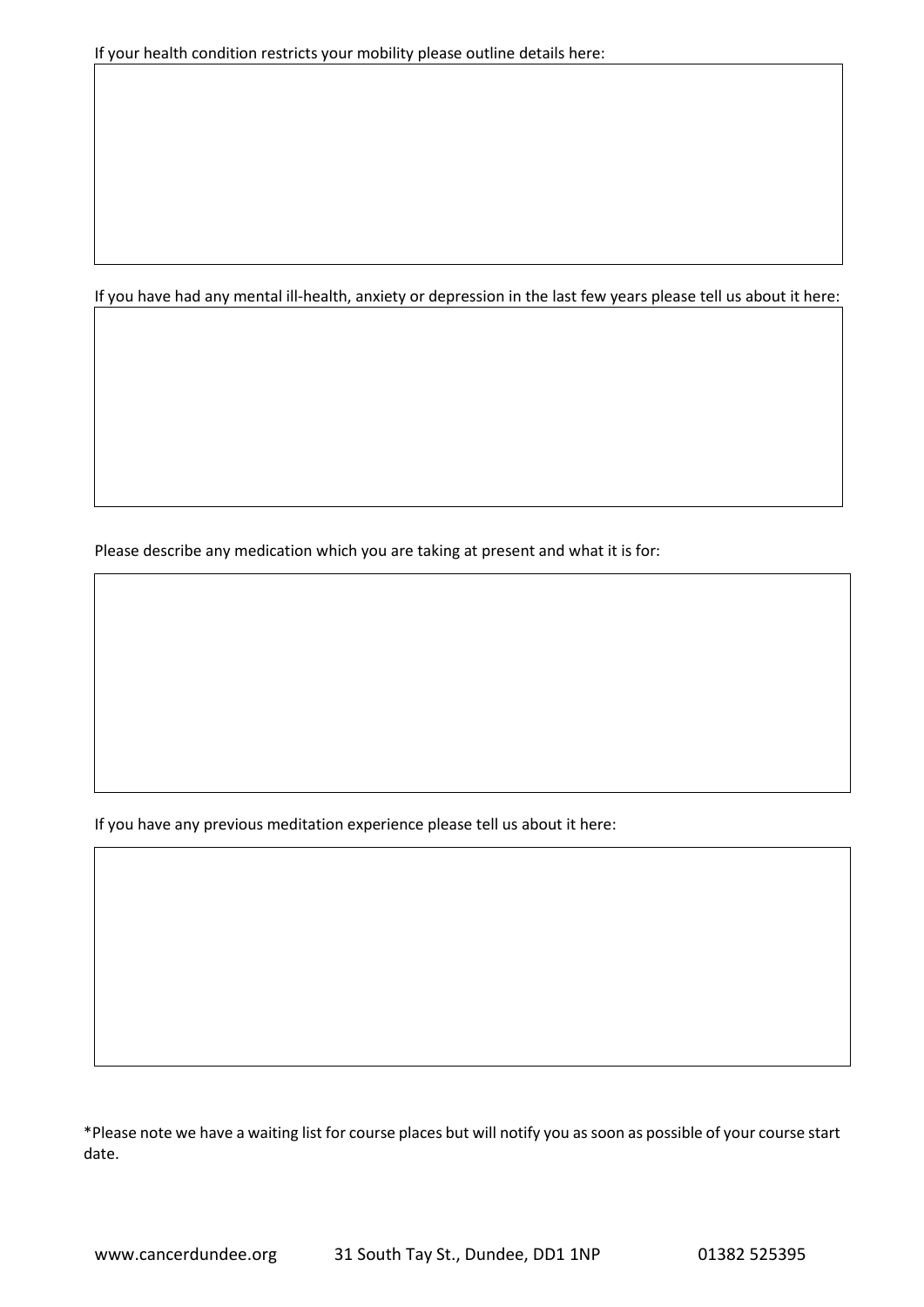If your health condition restricts your mobility please outline details here:

If you have had any mental ill-health, anxiety or depression in the last few years please tell us about it here:

Please describe any medication which you are taking at present and what it is for:

If you have any previous meditation experience please tell us about it here:

*Please note we have a waiting list for course places but will notify you as soon as possible of your course start date.

www.cancerdundee.org 31 South Tay St., Dundee, DD1 1NP 01382 525395